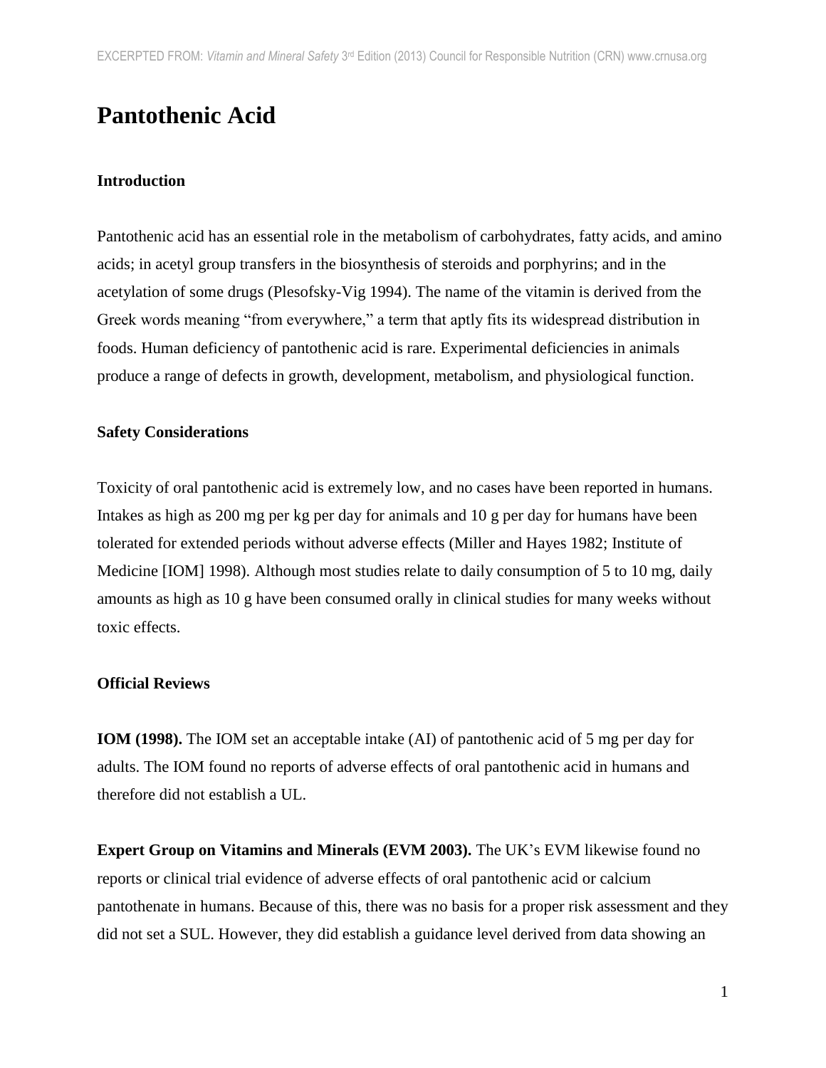# Pantothenic Acid

### Introduction

Pantothenic acid has an essential role in the metabolism of carbohydrates, fatty acids, and amino acids; in acetyl group transfers in the biosynthesis of steroids and porphyrins; and in the acetylation of some drugs (Plesofsky-Vig 1994). The name of the vitamin is derived from the Greek words meaning "from everywhere," a term that aptly fits its widespread distribution in foods. Human deficiency of pantothenic acid is rare. Experimental deficiencies in animals produce a range of defects in growth, development, metabolism, and physiological function.

### Safety Considerations

Toxicity of oral pantothenic acid is extremely low, and no cases have been reported in humans. Intakes as high as 200 mg per kg per day for animals and 10 g per day for humans have been tolerated for extended periods without adverse effects (Miller and Hayes 1982; Institute of Medicine [IOM] 1998). Although most studies relate to daily consumption of 5 to 10 mg, daily amounts as high as 10 g have been consumed orally in clinical studies for many weeks without toxic effects.

### Official Reviews

**IOM (1998).** The IOM set an acceptable intake (AI) of pantothenic acid of 5 mg per day for adults. The IOM found no reports of adverse effects of oral pantothenic acid in humans and therefore did not establish a UL.

**Expert Group on Vitamins and Minerals (EVM 2003).** The UK's EVM likewise found no reports or clinical trial evidence of adverse effects of oral pantothenic acid or calcium pantothenate in humans. Because of this, there was no basis for a proper risk assessment and they did not set a SUL. However, they did establish a guidance level derived from data showing an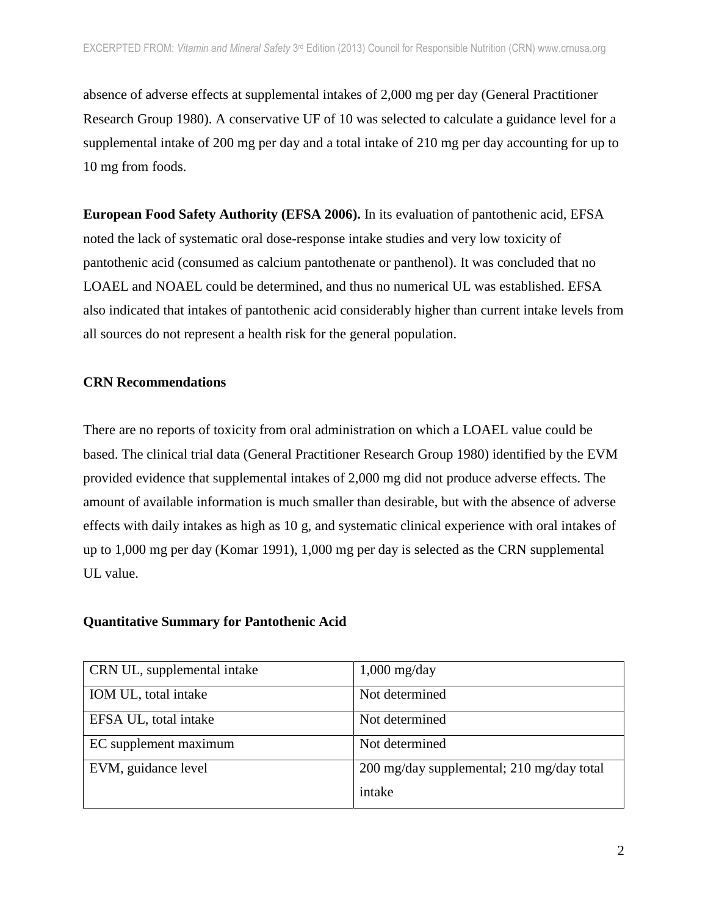absence of adverse effects at supplemental intakes of 2,000 mg per day (General Practitioner Research Group 1980). A conservative UF of 10 was selected to calculate a guidance level for a supplemental intake of 200 mg per day and a total intake of 210 mg per day accounting for up to 10 mg from foods.

**European Food Safety Authority (EFSA 2006).** In its evaluation of pantothenic acid, EFSA noted the lack of systematic oral dose-response intake studies and very low toxicity of pantothenic acid (consumed as calcium pantothenate or panthenol). It was concluded that no LOAEL and NOAEL could be determined, and thus no numerical UL was established. EFSA also indicated that intakes of pantothenic acid considerably higher than current intake levels from all sources do not represent a health risk for the general population.

**CRN Recommendations**

There are no reports of toxicity from oral administration on which a LOAEL value could be based. The clinical trial data (General Practitioner Research Group 1980) identified by the EVM provided evidence that supplemental intakes of 2,000 mg did not produce adverse effects. The amount of available information is much smaller than desirable, but with the absence of adverse effects with daily intakes as high as 10 g, and systematic clinical experience with oral intakes of up to 1,000 mg per day (Komar 1991), 1,000 mg per day is selected as the CRN supplemental UL value.

**Quantitative Summary for Pantothenic Acid**

| | |
|---|---|
| CRN UL, supplemental intake | 1,000 mg/day |
| IOM UL, total intake | Not determined |
| EFSA UL, total intake | Not determined |
| EC supplement maximum | Not determined |
| EVM, guidance level | 200 mg/day supplemental; 210 mg/day total intake |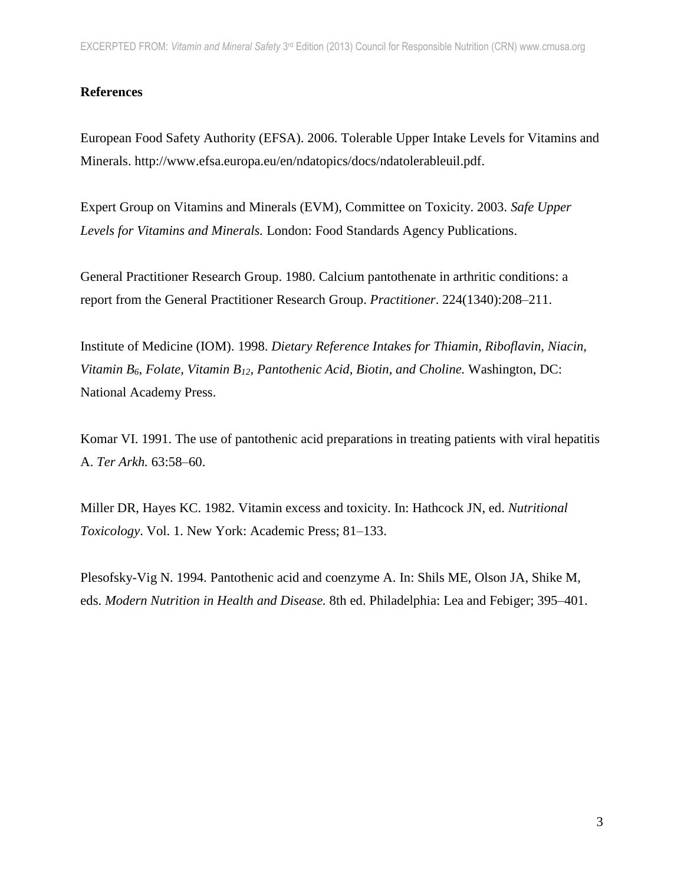## References

European Food Safety Authority (EFSA). 2006. Tolerable Upper Intake Levels for Vitamins and Minerals. http://www.efsa.europa.eu/en/ndatopics/docs/ndatolerableuil.pdf.

Expert Group on Vitamins and Minerals (EVM), Committee on Toxicity. 2003. *Safe Upper Levels for Vitamins and Minerals.* London: Food Standards Agency Publications.

General Practitioner Research Group. 1980. Calcium pantothenate in arthritic conditions: a report from the General Practitioner Research Group. *Practitioner*. 224(1340):208–211.

Institute of Medicine (IOM). 1998. *Dietary Reference Intakes for Thiamin, Riboflavin, Niacin, Vitamin $B_6$, Folate, Vitamin $B_{12}$, Pantothenic Acid, Biotin, and Choline.* Washington, DC: National Academy Press.

Komar VI. 1991. The use of pantothenic acid preparations in treating patients with viral hepatitis A. *Ter Arkh.* 63:58–60.

Miller DR, Hayes KC. 1982. Vitamin excess and toxicity. In: Hathcock JN, ed. *Nutritional Toxicology*. Vol. 1. New York: Academic Press; 81–133.

Plesofsky-Vig N. 1994. Pantothenic acid and coenzyme A. In: Shils ME, Olson JA, Shike M, eds. *Modern Nutrition in Health and Disease.* 8th ed. Philadelphia: Lea and Febiger; 395–401.